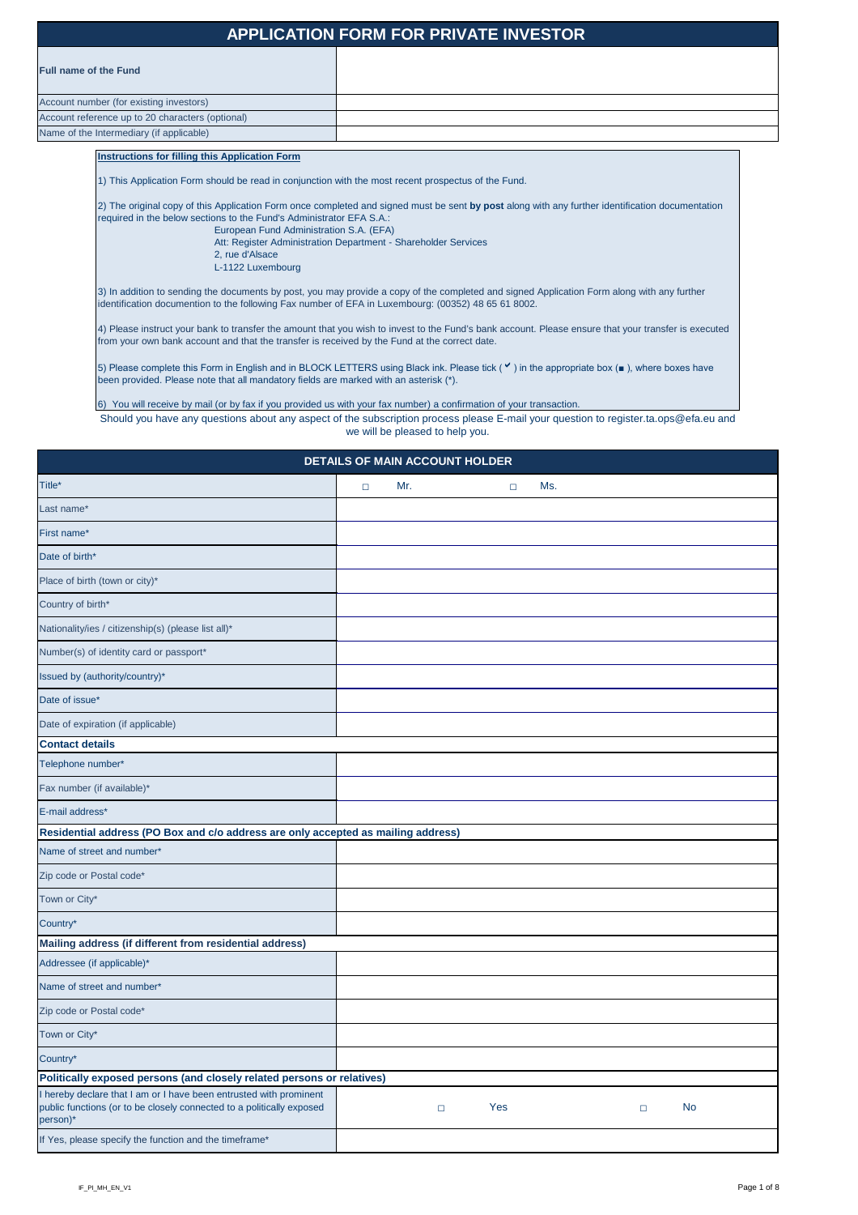# APPLICATION FORM FOR PRIVATE INVESTOR

| | |
|---|---|
| **Full name of the Fund** | |
| Account number (for existing investors) | |
| Account reference up to 20 characters (optional) | |
| Name of the Intermediary (if applicable) | |

**Instructions for filling this Application Form**

1) This Application Form should be read in conjunction with the most recent prospectus of the Fund.

2) The original copy of this Application Form once completed and signed must be sent **by post** along with any further identification documentation required in the below sections to the Fund's Administrator EFA S.A.:

European Fund Administration S.A. (EFA)
Att: Register Administration Department - Shareholder Services
2, rue d'Alsace
L-1122 Luxembourg

3) In addition to sending the documents by post, you may provide a copy of the completed and signed Application Form along with any further identification documention to the following Fax number of EFA in Luxembourg: (00352) 48 65 61 8002.

4) Please instruct your bank to transfer the amount that you wish to invest to the Fund's bank account. Please ensure that your transfer is executed from your own bank account and that the transfer is received by the Fund at the correct date.

5) Please complete this Form in English and in BLOCK LETTERS using Black ink. Please tick ( ✔ ) in the appropriate box (■ ), where boxes have been provided. Please note that all mandatory fields are marked with an asterisk (*).

6) You will receive by mail (or by fax if you provided us with your fax number) a confirmation of your transaction.

Should you have any questions about any aspect of the subscription process please E-mail your question to register.ta.ops@efa.eu and we will be pleased to help you.

## DETAILS OF MAIN ACCOUNT HOLDER

| | |
|---|---|
| Title* | □ Mr. □ Ms. |
| Last name* | |
| First name* | |
| Date of birth* | |
| Place of birth (town or city)* | |
| Country of birth* | |
| Nationality/ies / citizenship(s) (please list all)* | |
| Number(s) of identity card or passport* | |
| Issued by (authority/country)* | |
| Date of issue* | |
| Date of expiration (if applicable) | |
| **Contact details** | |
| Telephone number* | |
| Fax number (if available)* | |
| E-mail address* | |
| **Residential address (PO Box and c/o address are only accepted as mailing address)** | |
| Name of street and number* | |
| Zip code or Postal code* | |
| Town or City* | |
| Country* | |
| **Mailing address (if different from residential address)** | |
| Addressee (if applicable)* | |
| Name of street and number* | |
| Zip code or Postal code* | |
| Town or City* | |
| Country* | |
| **Politically exposed persons (and closely related persons or relatives)** | |
| I hereby declare that I am or I have been entrusted with prominent public functions (or to be closely connected to a politically exposed person)* | □ Yes □ No |
| If Yes, please specify the function and the timeframe* | |

IF_PI_MH_EN_V1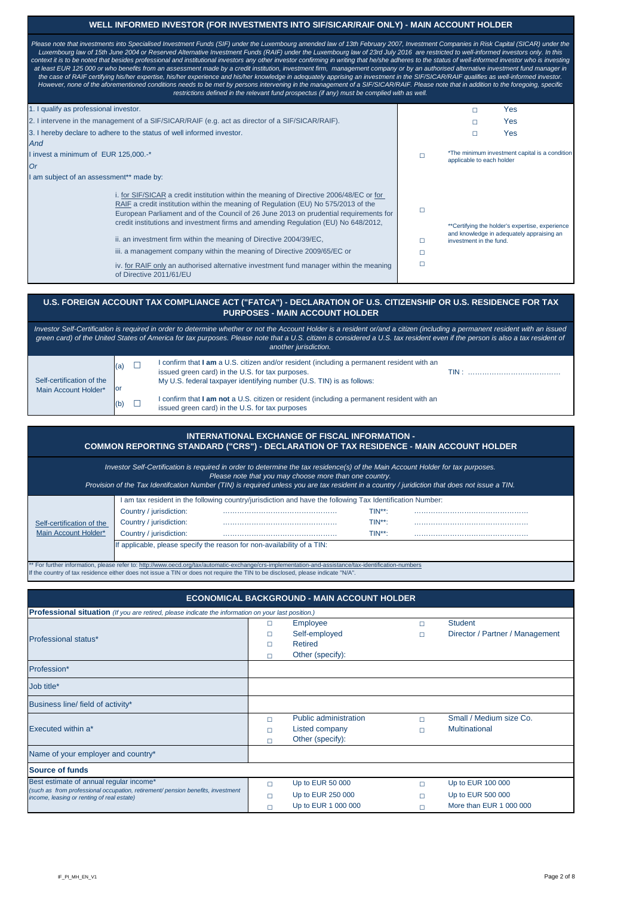## WELL INFORMED INVESTOR (FOR INVESTMENTS INTO SIF/SICAR/RAIF ONLY) - MAIN ACCOUNT HOLDER

*Please note that investments into Specialised Investment Funds (SIF) under the Luxembourg amended law of 13th February 2007, Investment Companies in Risk Capital (SICAR) under the Luxembourg law of 15th June 2004 or Reserved Alternative Investment Funds (RAIF) under the Luxembourg law of 23rd July 2016 are restricted to well-informed investors only. In this context it is to be noted that besides professional and institutional investors any other investor confirming in writing that he/she adheres to the status of well-informed investor who is investing at least EUR 125 000 or who benefits from an assessment made by a credit institution, investment firm, management company or by an authorised alternative investment fund manager in the case of RAIF certifying his/her expertise, his/her experience and his/her knowledge in adequately apprising an investment in the SIF/SICAR/RAIF qualifies as well-informed investor. However, none of the aforementioned conditions needs to be met by persons intervening in the management of a SIF/SICAR/RAIF. Please note that in addition to the foregoing, specific restrictions defined in the relevant fund prospectus (if any) must be complied with as well.*

| | | |
|---|---|---|
| 1. I qualify as professional investor. | | □ Yes |
| 2. I intervene in the management of a SIF/SICAR/RAIF (e.g. act as director of a SIF/SICAR/RAIF). | | □ Yes |
| 3. I hereby declare to adhere to the status of well informed investor. | | □ Yes |
| *And* | | |
| I invest a minimum of EUR 125,000.-* | □ | *The minimum investment capital is a condition applicable to each holder |
| *Or* | | |
| I am subject of an assessment** made by: | | |
| i. for SIF/SICAR a credit institution within the meaning of Directive 2006/48/EC or for RAIF a credit institution within the meaning of Regulation (EU) No 575/2013 of the European Parliament and of the Council of 26 June 2013 on prudential requirements for credit institutions and investment firms and amending Regulation (EU) No 648/2012, | □ | **Certifying the holder's expertise, experience and knowledge in adequately appraising an investment in the fund. |
| ii. an investment firm within the meaning of Directive 2004/39/EC, | □ | |
| iii. a management company within the meaning of Directive 2009/65/EC or | □ | |
| iv. for RAIF only an authorised alternative investment fund manager within the meaning of Directive 2011/61/EU | □ | |

## U.S. FOREIGN ACCOUNT TAX COMPLIANCE ACT ("FATCA") - DECLARATION OF U.S. CITIZENSHIP OR U.S. RESIDENCE FOR TAX PURPOSES - MAIN ACCOUNT HOLDER

*Investor Self-Certification is required in order to determine whether or not the Account Holder is a resident or/and a citizen (including a permanent resident with an issued green card) of the United States of America for tax purposes. Please note that a U.S. citizen is considered a U.S. tax resident even if the person is also a tax resident of another jurisdiction.*

| | | | |
|---|---|---|---|
| Self-certification of the Main Account Holder* | (a) ☐ | I confirm that **I am** a U.S. citizen and/or resident (including a permanent resident with an issued green card) in the U.S. for tax purposes. My U.S. federal taxpayer identifying number (U.S. TIN) is as follows: | TIN : ………………………………… |
| | or | | |
| | (b) ☐ | I confirm that **I am not** a U.S. citizen or resident (including a permanent resident with an issued green card) in the U.S. for tax purposes | |

## INTERNATIONAL EXCHANGE OF FISCAL INFORMATION - COMMON REPORTING STANDARD ("CRS") - DECLARATION OF TAX RESIDENCE - MAIN ACCOUNT HOLDER

*Investor Self-Certification is required in order to determine the tax residence(s) of the Main Account Holder for tax purposes. Please note that you may choose more than one country. Provision of the Tax Identifcation Number (TIN) is required unless you are tax resident in a country / juridiction that does not issue a TIN.*

| | | | | |
|---|---|---|---|---|
| Self-certification of the Main Account Holder* | I am tax resident in the following country/jurisdiction and have the following Tax Identification Number: | | | |
| | Country / jurisdiction: | ………………………………………… | TIN**: | ………………………………………… |
| | Country / jurisdiction: | ………………………………………… | TIN**: | ………………………………………… |
| | Country / jurisdiction: | ………………………………………… | TIN**: | ………………………………………… |
| | If applicable, please specify the reason for non-availability of a TIN: | | | |

** For further information, please refer to: http://www.oecd.org/tax/automatic-exchange/crs-implementation-and-assistance/tax-identification-numbers
If the country of tax residence either does not issue a TIN or does not require the TIN to be disclosed, please indicate "N/A".

## ECONOMICAL BACKGROUND - MAIN ACCOUNT HOLDER

**Professional situation** *(If you are retired, please indicate the information on your last position.)*

| | | |
|---|---|---|
| Professional status* | □ Employee<br>□ Self-employed<br>□ Retired<br>□ Other (specify): | □ Student<br>□ Director / Partner / Management |
| Profession* | | |
| Job title* | | |
| Business line/ field of activity* | | |
| Executed within a* | □ Public administration<br>□ Listed company<br>□ Other (specify): | □ Small / Medium size Co.<br>□ Multinational |
| Name of your employer and country* | | |

**Source of funds**

| | | |
|---|---|---|
| Best estimate of annual regular income*<br>*(such as from professional occupation, retirement/ pension benefits, investment income, leasing or renting of real estate)* | □ Up to EUR 50 000<br>□ Up to EUR 250 000<br>□ Up to EUR 1 000 000 | □ Up to EUR 100 000<br>□ Up to EUR 500 000<br>□ More than EUR 1 000 000 |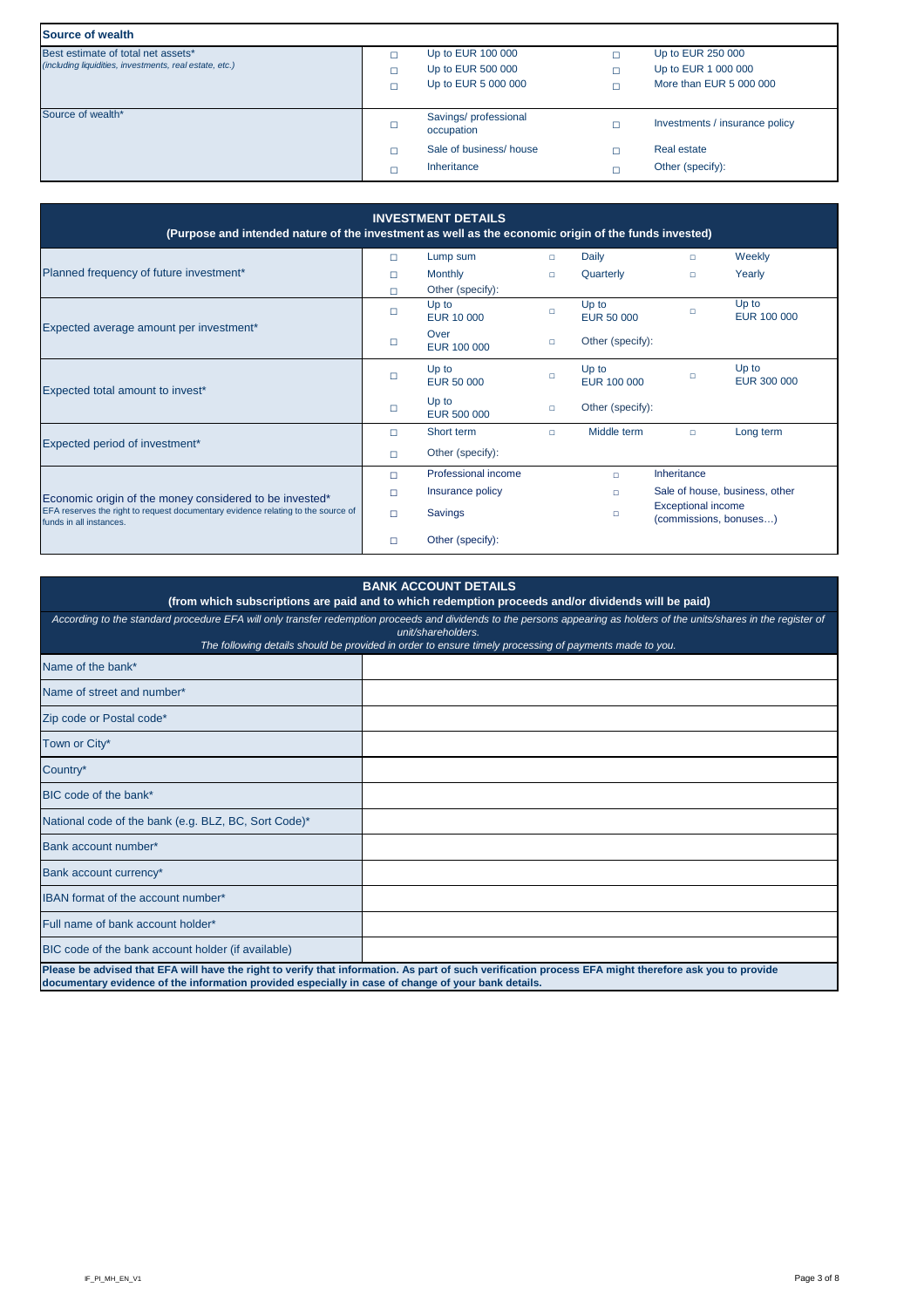| Source of wealth | | | | |
|---|---|---|---|---|
| Best estimate of total net assets*<br>*(including liquidities, investments, real estate, etc.)* | □ | Up to EUR 100 000 | □ | Up to EUR 250 000 |
| | □ | Up to EUR 500 000 | □ | Up to EUR 1 000 000 |
| | □ | Up to EUR 5 000 000 | □ | More than EUR 5 000 000 |
| Source of wealth* | □ | Savings/ professional occupation | □ | Investments / insurance policy |
| | □ | Sale of business/ house | □ | Real estate |
| | □ | Inheritance | □ | Other (specify): |

| INVESTMENT DETAILS<br>(Purpose and intended nature of the investment as well as the economic origin of the funds invested) | | | | | | |
|---|---|---|---|---|---|---|
| Planned frequency of future investment* | □ | Lump sum | □ | Daily | □ | Weekly |
| | □ | Monthly | □ | Quarterly | □ | Yearly |
| | □ | Other (specify): | | | | |
| Expected average amount per investment* | □ | Up to EUR 10 000 | □ | Up to EUR 50 000 | □ | Up to EUR 100 000 |
| | □ | Over EUR 100 000 | □ | Other (specify): | | |
| Expected total amount to invest* | □ | Up to EUR 50 000 | □ | Up to EUR 100 000 | □ | Up to EUR 300 000 |
| | □ | Up to EUR 500 000 | □ | Other (specify): | | |
| Expected period of investment* | □ | Short term | □ | Middle term | □ | Long term |
| | □ | Other (specify): | | | | |
| Economic origin of the money considered to be invested*<br>EFA reserves the right to request documentary evidence relating to the source of funds in all instances. | □ | Professional income | | □ | Inheritance | |
| | □ | Insurance policy | | □ | Sale of house, business, other | |
| | □ | Savings | | □ | Exceptional income (commissions, bonuses…) | |
| | □ | Other (specify): | | | | |

| BANK ACCOUNT DETAILS<br>(from which subscriptions are paid and to which redemption proceeds and/or dividends will be paid) | |
|---|---|
| *According to the standard procedure EFA will only transfer redemption proceeds and dividends to the persons appearing as holders of the units/shares in the register of unit/shareholders. The following details should be provided in order to ensure timely processing of payments made to you.* | |
| Name of the bank* | |
| Name of street and number* | |
| Zip code or Postal code* | |
| Town or City* | |
| Country* | |
| BIC code of the bank* | |
| National code of the bank (e.g. BLZ, BC, Sort Code)* | |
| Bank account number* | |
| Bank account currency* | |
| IBAN format of the account number* | |
| Full name of bank account holder* | |
| BIC code of the bank account holder (if available) | |
| **Please be advised that EFA will have the right to verify that information. As part of such verification process EFA might therefore ask you to provide documentary evidence of the information provided especially in case of change of your bank details.** | |

IF_PI_MH_EN_V1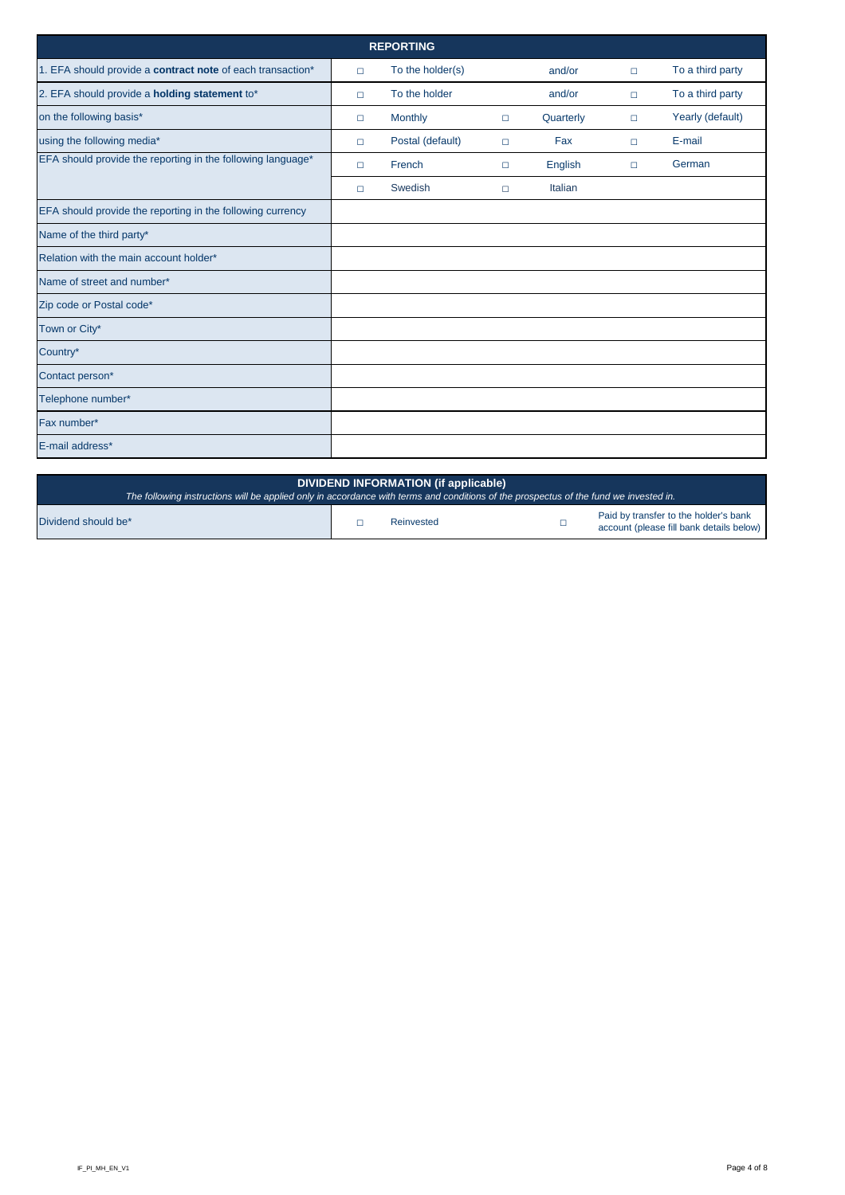| REPORTING | | | | | | |
|---|---|---|---|---|---|---|
| 1. EFA should provide a **contract note** of each transaction* | □ | To the holder(s) | | and/or | □ | To a third party |
| 2. EFA should provide a **holding statement** to* | □ | To the holder | | and/or | □ | To a third party |
| on the following basis* | □ | Monthly | □ | Quarterly | □ | Yearly (default) |
| using the following media* | □ | Postal (default) | □ | Fax | □ | E-mail |
| EFA should provide the reporting in the following language* | □ | French | □ | English | □ | German |
| | □ | Swedish | □ | Italian | | |
| EFA should provide the reporting in the following currency | | | | | | |
| Name of the third party* | | | | | | |
| Relation with the main account holder* | | | | | | |
| Name of street and number* | | | | | | |
| Zip code or Postal code* | | | | | | |
| Town or City* | | | | | | |
| Country* | | | | | | |
| Contact person* | | | | | | |
| Telephone number* | | | | | | |
| Fax number* | | | | | | |
| E-mail address* | | | | | | |

| DIVIDEND INFORMATION (if applicable)<br>*The following instructions will be applied only in accordance with terms and conditions of the prospectus of the fund we invested in.* | | | | |
|---|---|---|---|---|
| Dividend should be* | □ | Reinvested | □ | Paid by transfer to the holder's bank account (please fill bank details below) |

IF_PI_MH_EN_V1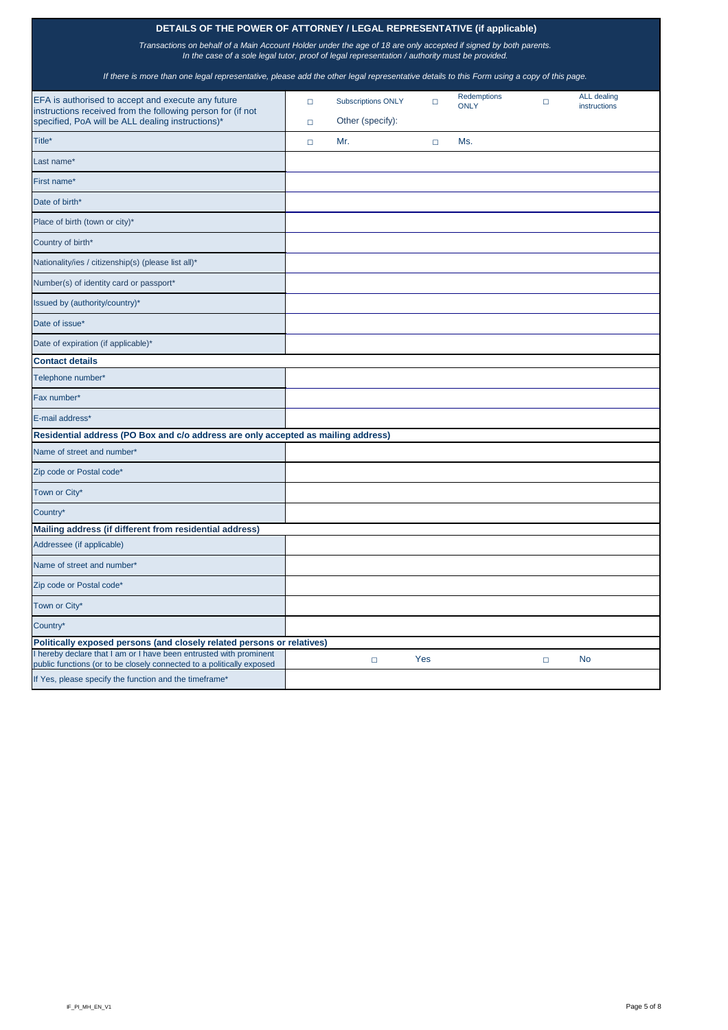## DETAILS OF THE POWER OF ATTORNEY / LEGAL REPRESENTATIVE (if applicable)

*Transactions on behalf of a Main Account Holder under the age of 18 are only accepted if signed by both parents. In the case of a sole legal tutor, proof of legal representation / authority must be provided.*

*If there is more than one legal representative, please add the other legal representative details to this Form using a copy of this page.*

| | |
|---|---|
| EFA is authorised to accept and execute any future instructions received from the following person for (if not specified, PoA will be ALL dealing instructions)* | ☐ Subscriptions ONLY ☐ Redemptions ONLY ☐ ALL dealing instructions<br>☐ Other (specify): |
| Title* | ☐ Mr. ☐ Ms. |
| Last name* | |
| First name* | |
| Date of birth* | |
| Place of birth (town or city)* | |
| Country of birth* | |
| Nationality/ies / citizenship(s) (please list all)* | |
| Number(s) of identity card or passport* | |
| Issued by (authority/country)* | |
| Date of issue* | |
| Date of expiration (if applicable)* | |
| **Contact details** | |
| Telephone number* | |
| Fax number* | |
| E-mail address* | |
| **Residential address (PO Box and c/o address are only accepted as mailing address)** | |
| Name of street and number* | |
| Zip code or Postal code* | |
| Town or City* | |
| Country* | |
| **Mailing address (if different from residential address)** | |
| Addressee (if applicable) | |
| Name of street and number* | |
| Zip code or Postal code* | |
| Town or City* | |
| Country* | |
| **Politically exposed persons (and closely related persons or relatives)** | |
| I hereby declare that I am or I have been entrusted with prominent public functions (or to be closely connected to a politically exposed | ☐ Yes ☐ No |
| If Yes, please specify the function and the timeframe* | |

IF_PI_MH_EN_V1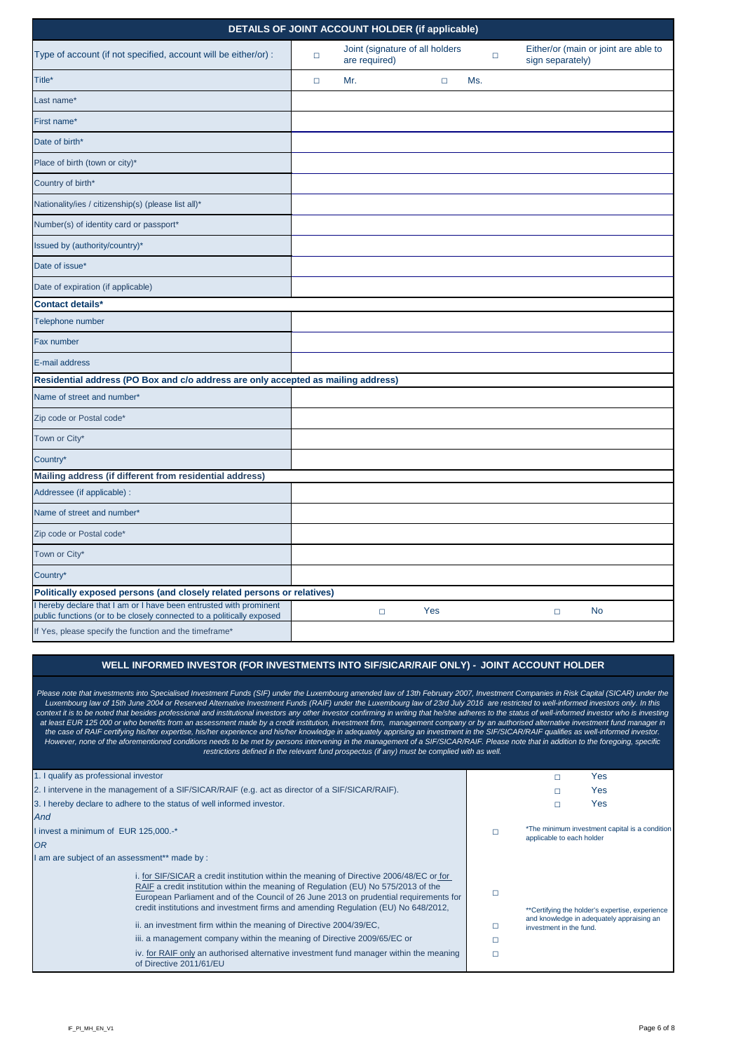## DETAILS OF JOINT ACCOUNT HOLDER (if applicable)

| | |
|---|---|
| Type of account (if not specified, account will be either/or) : | ☐ Joint (signature of all holders are required) ☐ Either/or (main or joint are able to sign separately) |
| Title* | ☐ Mr. ☐ Ms. |
| Last name* | |
| First name* | |
| Date of birth* | |
| Place of birth (town or city)* | |
| Country of birth* | |
| Nationality/ies / citizenship(s) (please list all)* | |
| Number(s) of identity card or passport* | |
| Issued by (authority/country)* | |
| Date of issue* | |
| Date of expiration (if applicable) | |
| **Contact details*** | |
| Telephone number | |
| Fax number | |
| E-mail address | |
| **Residential address (PO Box and c/o address are only accepted as mailing address)** | |
| Name of street and number* | |
| Zip code or Postal code* | |
| Town or City* | |
| Country* | |
| **Mailing address (if different from residential address)** | |
| Addressee (if applicable) : | |
| Name of street and number* | |
| Zip code or Postal code* | |
| Town or City* | |
| Country* | |
| **Politically exposed persons (and closely related persons or relatives)** | |
| I hereby declare that I am or I have been entrusted with prominent public functions (or to be closely connected to a politically exposed | ☐ Yes ☐ No |
| If Yes, please specify the function and the timeframe* | |

## WELL INFORMED INVESTOR (FOR INVESTMENTS INTO SIF/SICAR/RAIF ONLY) - JOINT ACCOUNT HOLDER

*Please note that investments into Specialised Investment Funds (SIF) under the Luxembourg amended law of 13th February 2007, Investment Companies in Risk Capital (SICAR) under the Luxembourg law of 15th June 2004 or Reserved Alternative Investment Funds (RAIF) under the Luxembourg law of 23rd July 2016 are restricted to well-informed investors only. In this context it is to be noted that besides professional and institutional investors any other investor confirming in writing that he/she adheres to the status of well-informed investor who is investing at least EUR 125 000 or who benefits from an assessment made by a credit institution, investment firm, management company or by an authorised alternative investment fund manager in the case of RAIF certifying his/her expertise, his/her experience and his/her knowledge in adequately apprising an investment in the SIF/SICAR/RAIF qualifies as well-informed investor. However, none of the aforementioned conditions needs to be met by persons intervening in the management of a SIF/SICAR/RAIF. Please note that in addition to the foregoing, specific restrictions defined in the relevant fund prospectus (if any) must be complied with as well.*

| | | |
|---|---|---|
| 1. I qualify as professional investor | | ☐ Yes |
| 2. I intervene in the management of a SIF/SICAR/RAIF (e.g. act as director of a SIF/SICAR/RAIF). | | ☐ Yes |
| 3. I hereby declare to adhere to the status of well informed investor. | | ☐ Yes |
| *And* | | |
| I invest a minimum of EUR 125,000.-* | ☐ | *The minimum investment capital is a condition applicable to each holder |
| *OR* | | |
| I am are subject of an assessment** made by : | | |
| i. for SIF/SICAR a credit institution within the meaning of Directive 2006/48/EC or for RAIF a credit institution within the meaning of Regulation (EU) No 575/2013 of the European Parliament and of the Council of 26 June 2013 on prudential requirements for credit institutions and investment firms and amending Regulation (EU) No 648/2012, | ☐ | **Certifying the holder's expertise, experience and knowledge in adequately appraising an investment in the fund. |
| ii. an investment firm within the meaning of Directive 2004/39/EC, | ☐ | |
| iii. a management company within the meaning of Directive 2009/65/EC or | ☐ | |
| iv. for RAIF only an authorised alternative investment fund manager within the meaning of Directive 2011/61/EU | ☐ | |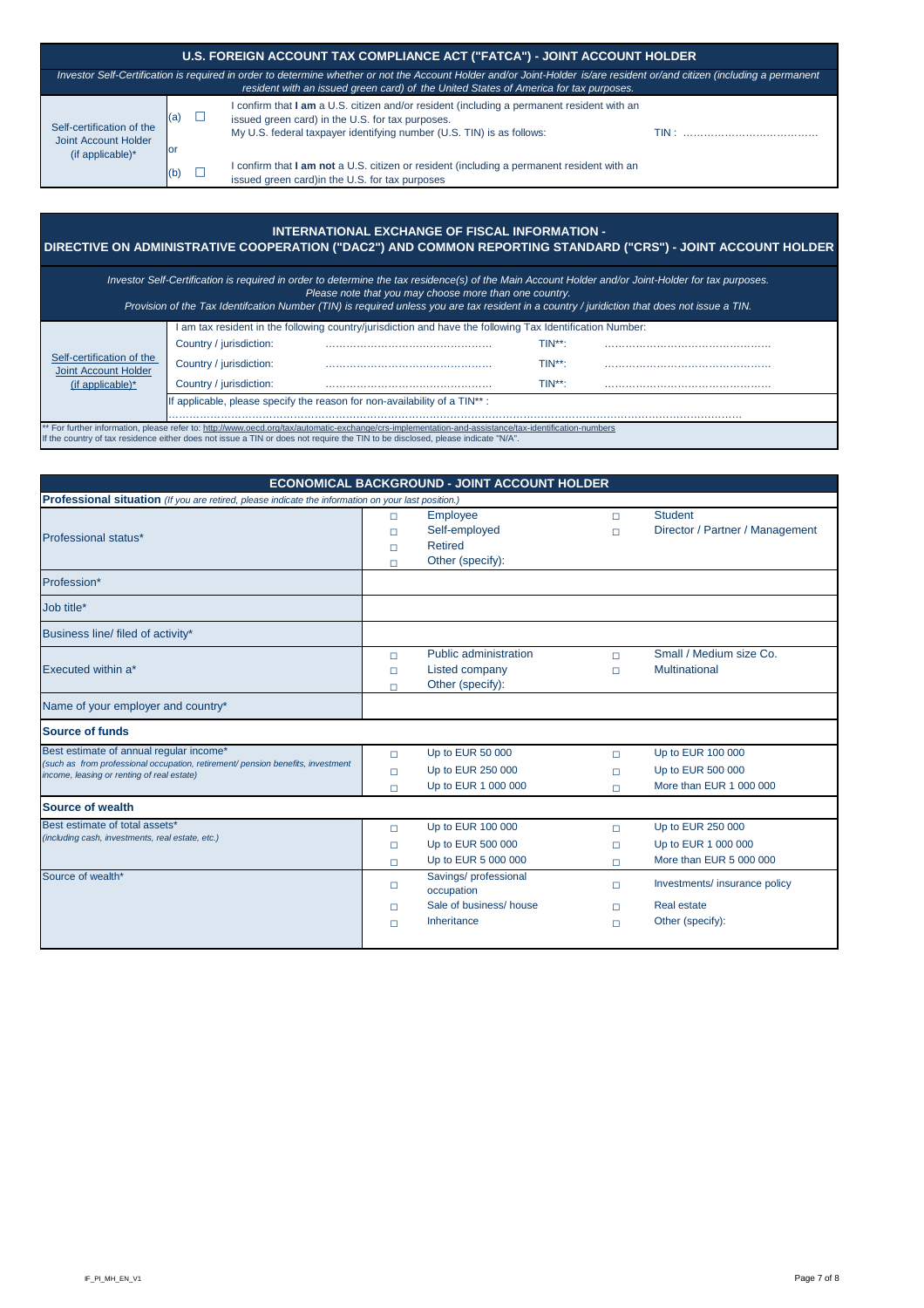## U.S. FOREIGN ACCOUNT TAX COMPLIANCE ACT ("FATCA") - JOINT ACCOUNT HOLDER

*Investor Self-Certification is required in order to determine whether or not the Account Holder and/or Joint-Holder is/are resident or/and citizen (including a permanent resident with an issued green card) of the United States of America for tax purposes.*

| Self-certification of the Joint Account Holder (if applicable)* | | |
|---|---|---|
| | (a) ☐ | I confirm that **I am** a U.S. citizen and/or resident (including a permanent resident with an issued green card) in the U.S. for tax purposes. My U.S. federal taxpayer identifying number (U.S. TIN) is as follows: TIN : ……………………………… |
| | or | |
| | (b) ☐ | I confirm that **I am not** a U.S. citizen or resident (including a permanent resident with an issued green card)in the U.S. for tax purposes |

## INTERNATIONAL EXCHANGE OF FISCAL INFORMATION - DIRECTIVE ON ADMINISTRATIVE COOPERATION ("DAC2") AND COMMON REPORTING STANDARD ("CRS") - JOINT ACCOUNT HOLDER

*Investor Self-Certification is required in order to determine the tax residence(s) of the Main Account Holder and/or Joint-Holder for tax purposes.*
*Please note that you may choose more than one country.*
*Provision of the Tax Identifcation Number (TIN) is required unless you are tax resident in a country / juridiction that does not issue a TIN.*

| Self-certification of the Joint Account Holder (if applicable)* | I am tax resident in the following country/jurisdiction and have the following Tax Identification Number: | | | |
|---|---|---|---|---|
| | Country / jurisdiction: | ……………………………………… | TIN**: | ……………………………………… |
| | Country / jurisdiction: | ……………………………………… | TIN**: | ……………………………………… |
| | Country / jurisdiction: | ……………………………………… | TIN**: | ……………………………………… |
| | If applicable, please specify the reason for non-availability of a TIN** : ……………………………………… | | | |

** For further information, please refer to: http://www.oecd.org/tax/automatic-exchange/crs-implementation-and-assistance/tax-identification-numbers
If the country of tax residence either does not issue a TIN or does not require the TIN to be disclosed, please indicate "N/A".

## ECONOMICAL BACKGROUND - JOINT ACCOUNT HOLDER

**Professional situation** *(If you are retired, please indicate the information on your last position.)*

| | | |
|---|---|---|
| Professional status* | □ Employee<br>□ Self-employed<br>□ Retired<br>□ Other (specify): | □ Student<br>□ Director / Partner / Management |
| Profession* | | |
| Job title* | | |
| Business line/ filed of activity* | | |
| Executed within a* | □ Public administration<br>□ Listed company<br>□ Other (specify): | □ Small / Medium size Co.<br>□ Multinational |
| Name of your employer and country* | | |

**Source of funds**

| | | |
|---|---|---|
| Best estimate of annual regular income*<br>*(such as from professional occupation, retirement/ pension benefits, investment income, leasing or renting of real estate)* | □ Up to EUR 50 000<br>□ Up to EUR 250 000<br>□ Up to EUR 1 000 000 | □ Up to EUR 100 000<br>□ Up to EUR 500 000<br>□ More than EUR 1 000 000 |

**Source of wealth**

| | | |
|---|---|---|
| Best estimate of total assets*<br>*(including cash, investments, real estate, etc.)* | □ Up to EUR 100 000<br>□ Up to EUR 500 000<br>□ Up to EUR 5 000 000 | □ Up to EUR 250 000<br>□ Up to EUR 1 000 000<br>□ More than EUR 5 000 000 |
| Source of wealth* | □ Savings/ professional occupation<br>□ Sale of business/ house<br>□ Inheritance | □ Investments/ insurance policy<br>□ Real estate<br>□ Other (specify): |

IF_PI_MH_EN_V1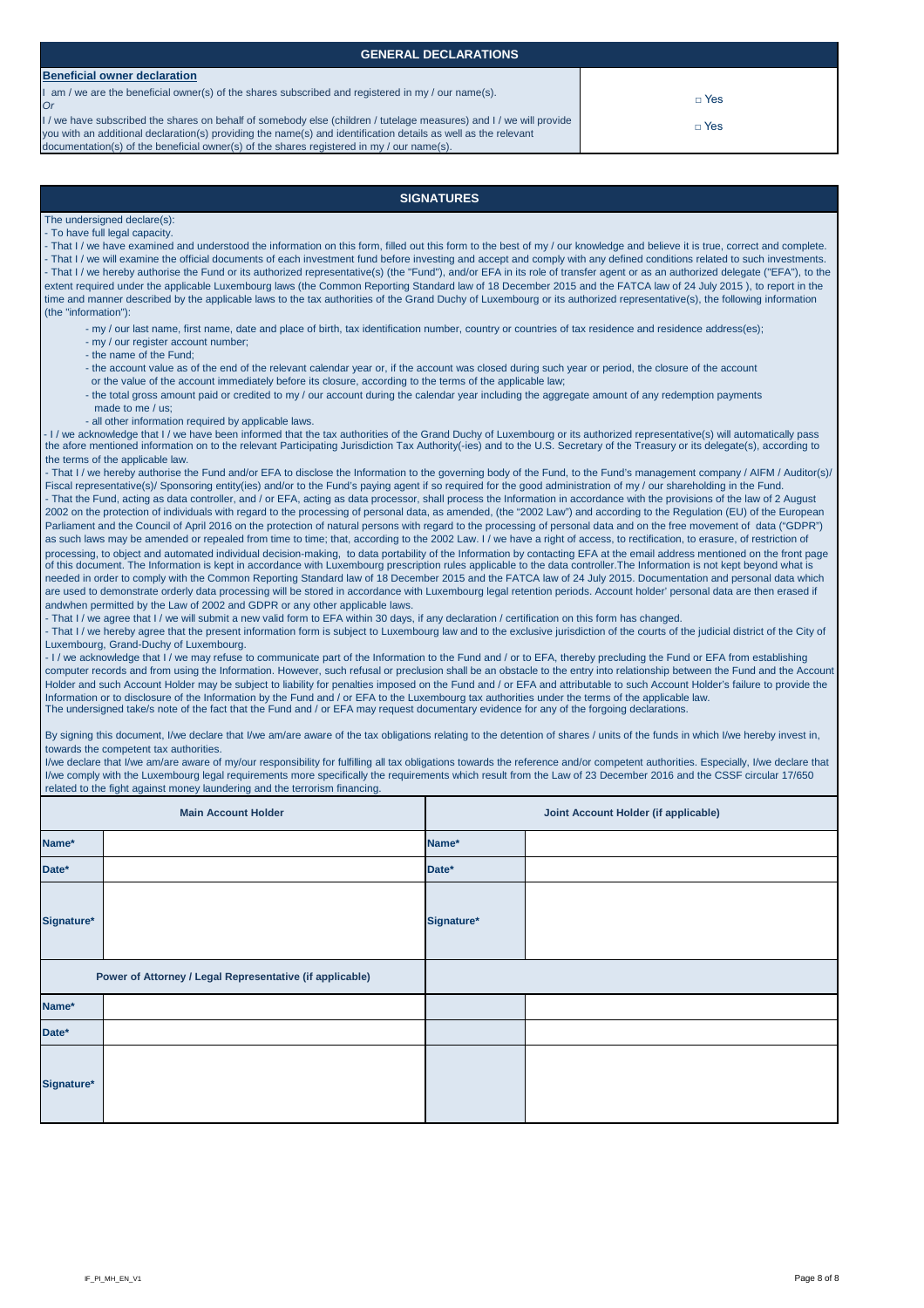## GENERAL DECLARATIONS

| | |
|---|---|
| **Beneficial owner declaration** | |
| I am / we are the beneficial owner(s) of the shares subscribed and registered in my / our name(s). *Or* | □ Yes |
| I / we have subscribed the shares on behalf of somebody else (children / tutelage measures) and I / we will provide you with an additional declaration(s) providing the name(s) and identification details as well as the relevant documentation(s) of the beneficial owner(s) of the shares registered in my / our name(s). | □ Yes |

## SIGNATURES

The undersigned declare(s):

- To have full legal capacity.
- That I / we have examined and understood the information on this form, filled out this form to the best of my / our knowledge and believe it is true, correct and complete.
- That I / we will examine the official documents of each investment fund before investing and accept and comply with any defined conditions related to such investments.
- That I / we hereby authorise the Fund or its authorized representative(s) (the "Fund"), and/or EFA in its role of transfer agent or as an authorized delegate ("EFA"), to the extent required under the applicable Luxembourg laws (the Common Reporting Standard law of 18 December 2015 and the FATCA law of 24 July 2015 ), to report in the time and manner described by the applicable laws to the tax authorities of the Grand Duchy of Luxembourg or its authorized representative(s), the following information (the "information"):
    - my / our last name, first name, date and place of birth, tax identification number, country or countries of tax residence and residence address(es);
    - my / our register account number;
    - the name of the Fund;
    - the account value as of the end of the relevant calendar year or, if the account was closed during such year or period, the closure of the account or the value of the account immediately before its closure, according to the terms of the applicable law;
    - the total gross amount paid or credited to my / our account during the calendar year including the aggregate amount of any redemption payments made to me / us;
    - all other information required by applicable laws.
- I / we acknowledge that I / we have been informed that the tax authorities of the Grand Duchy of Luxembourg or its authorized representative(s) will automatically pass the afore mentioned information on to the relevant Participating Jurisdiction Tax Authority(-ies) and to the U.S. Secretary of the Treasury or its delegate(s), according to the terms of the applicable law.
- That I / we hereby authorise the Fund and/or EFA to disclose the Information to the governing body of the Fund, to the Fund's management company / AIFM / Auditor(s)/ Fiscal representative(s)/ Sponsoring entity(ies) and/or to the Fund's paying agent if so required for the good administration of my / our shareholding in the Fund.
- That the Fund, acting as data controller, and / or EFA, acting as data processor, shall process the Information in accordance with the provisions of the law of 2 August 2002 on the protection of individuals with regard to the processing of personal data, as amended, (the "2002 Law") and according to the Regulation (EU) of the European Parliament and the Council of April 2016 on the protection of natural persons with regard to the processing of personal data and on the free movement of data ("GDPR") as such laws may be amended or repealed from time to time; that, according to the 2002 Law. I / we have a right of access, to rectification, to erasure, of restriction of processing, to object and automated individual decision-making, to data portability of the Information by contacting EFA at the email address mentioned on the front page of this document. The Information is kept in accordance with Luxembourg prescription rules applicable to the data controller.The Information is not kept beyond what is needed in order to comply with the Common Reporting Standard law of 18 December 2015 and the FATCA law of 24 July 2015. Documentation and personal data which are used to demonstrate orderly data processing will be stored in accordance with Luxembourg legal retention periods. Account holder' personal data are then erased if andwhen permitted by the Law of 2002 and GDPR or any other applicable laws.
- That I / we agree that I / we will submit a new valid form to EFA within 30 days, if any declaration / certification on this form has changed.
- That I / we hereby agree that the present information form is subject to Luxembourg law and to the exclusive jurisdiction of the courts of the judicial district of the City of Luxembourg, Grand-Duchy of Luxembourg.
- I / we acknowledge that I / we may refuse to communicate part of the Information to the Fund and / or to EFA, thereby precluding the Fund or EFA from establishing computer records and from using the Information. However, such refusal or preclusion shall be an obstacle to the entry into relationship between the Fund and the Account Holder and such Account Holder may be subject to liability for penalties imposed on the Fund and / or EFA and attributable to such Account Holder's failure to provide the Information or to disclosure of the Information by the Fund and / or EFA to the Luxembourg tax authorities under the terms of the applicable law.

The undersigned take/s note of the fact that the Fund and / or EFA may request documentary evidence for any of the forgoing declarations.

By signing this document, I/we declare that I/we am/are aware of the tax obligations relating to the detention of shares / units of the funds in which I/we hereby invest in, towards the competent tax authorities.

I/we declare that I/we am/are aware of my/our responsibility for fulfilling all tax obligations towards the reference and/or competent authorities. Especially, I/we declare that I/we comply with the Luxembourg legal requirements more specifically the requirements which result from the Law of 23 December 2016 and the CSSF circular 17/650 related to the fight against money laundering and the terrorism financing.

| **Main Account Holder** | | **Joint Account Holder (if applicable)** | |
|---|---|---|---|
| **Name*** | | **Name*** | |
| **Date*** | | **Date*** | |
| **Signature*** | | **Signature*** | |
| **Power of Attorney / Legal Representative (if applicable)** | | | |
| **Name*** | | | |
| **Date*** | | | |
| **Signature*** | | | |

IF_PI_MH_EN_V1